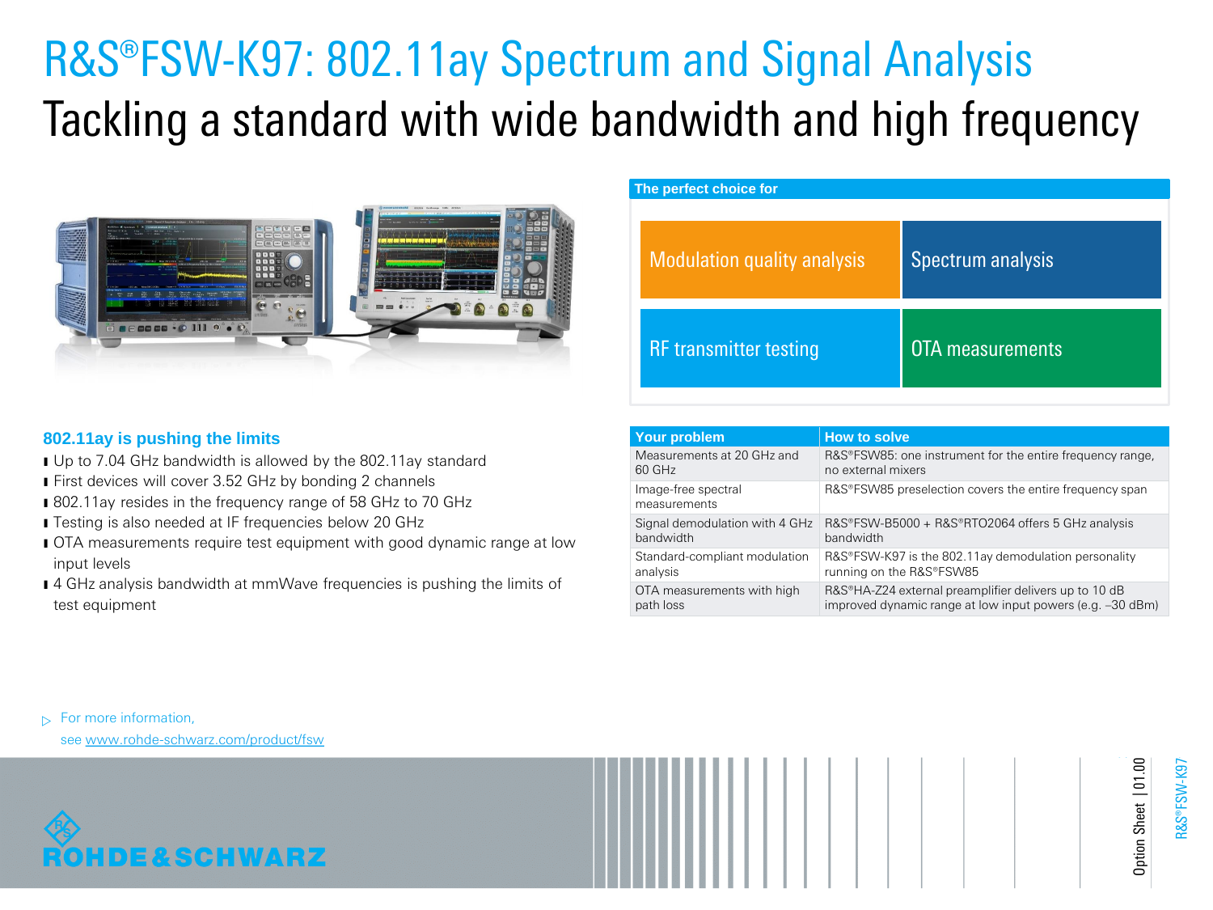# R&S®FSW-K97: 802.11ay Spectrum and Signal Analysis

## Tackling a standard with wide bandwidth and high frequency

**The perfect choice for**

- Modulation quality analysis
- Spectrum analysis
- RF transmitter testing
- OTA measurements

### 802.11ay is pushing the limits

- Up to 7.04 GHz bandwidth is allowed by the 802.11ay standard
- First devices will cover 3.52 GHz by bonding 2 channels
- 802.11ay resides in the frequency range of 58 GHz to 70 GHz
- Testing is also needed at IF frequencies below 20 GHz
- OTA measurements require test equipment with good dynamic range at low input levels
- 4 GHz analysis bandwidth at mmWave frequencies is pushing the limits of test equipment

| Your problem | How to solve |
|---|---|
| Measurements at 20 GHz and 60 GHz | R&S®FSW85: one instrument for the entire frequency range, no external mixers |
| Image-free spectral measurements | R&S®FSW85 preselection covers the entire frequency span |
| Signal demodulation with 4 GHz bandwidth | R&S®FSW-B5000 + R&S®RTO2064 offers 5 GHz analysis bandwidth |
| Standard-compliant modulation analysis | R&S®FSW-K97 is the 802.11ay demodulation personality running on the R&S®FSW85 |
| OTA measurements with high path loss | R&S®HA-Z24 external preamplifier delivers up to 10 dB improved dynamic range at low input powers (e.g. –30 dBm) |

▷ For more information,
see www.rohde-schwarz.com/product/fsw

ROHDE&SCHWARZ

Option Sheet | 01.00

R&S®FSW-K97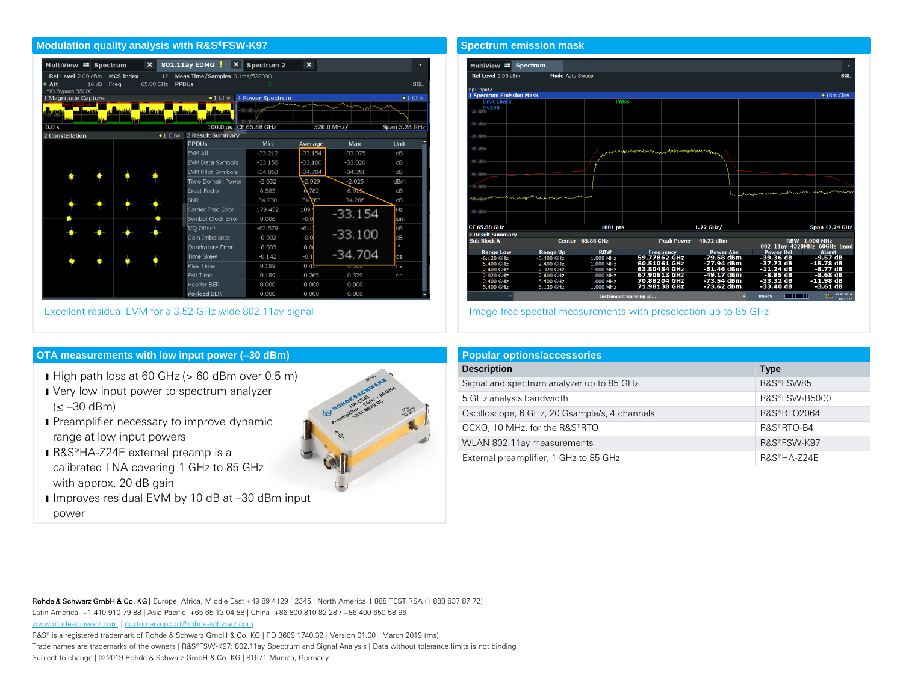## Modulation quality analysis with R&S®FSW-K97

Excellent residual EVM for a 3.52 GHz wide 802.11ay signal

## Spectrum emission mask

Image-free spectral measurements with preselection up to 85 GHz

## OTA measurements with low input power (–30 dBm)

- High path loss at 60 GHz (> 60 dBm over 0.5 m)
- Very low input power to spectrum analyzer (≤ –30 dBm)
- Preamplifier necessary to improve dynamic range at low input powers
- R&S®HA-Z24E external preamp is a calibrated LNA covering 1 GHz to 85 GHz with approx. 20 dB gain
- Improves residual EVM by 10 dB at –30 dBm input power

## Popular options/accessories

| Description | Type |
|---|---|
| Signal and spectrum analyzer up to 85 GHz | R&S®FSW85 |
| 5 GHz analysis bandwidth | R&S®FSW-B5000 |
| Oscilloscope, 6 GHz, 20 Gsample/s, 4 channels | R&S®RTO2064 |
| OCXO, 10 MHz, for the R&S®RTO | R&S®RTO-B4 |
| WLAN 802.11ay measurements | R&S®FSW-K97 |
| External preamplifier, 1 GHz to 85 GHz | R&S®HA-Z24E |

**Rohde & Schwarz GmbH & Co. KG** | Europe, Africa, Middle East +49 89 4129 12345 | North America 1 888 TEST RSA (1 888 837 87 72)
Latin America +1 410 910 79 88 | Asia Pacific +65 65 13 04 88 | China +86 800 810 82 28 / +86 400 650 58 96
www.rohde-schwarz.com | customersupport@rohde-schwarz.com
R&S® is a registered trademark of Rohde & Schwarz GmbH & Co. KG | PD 3609.1740.32 | Version 01.00 | March 2019 (ms)
Trade names are trademarks of the owners | R&S®FSW-K97: 802.11ay Spectrum and Signal Analysis | Data without tolerance limits is not binding
Subject to change | © 2019 Rohde & Schwarz GmbH & Co. KG | 81671 Munich, Germany